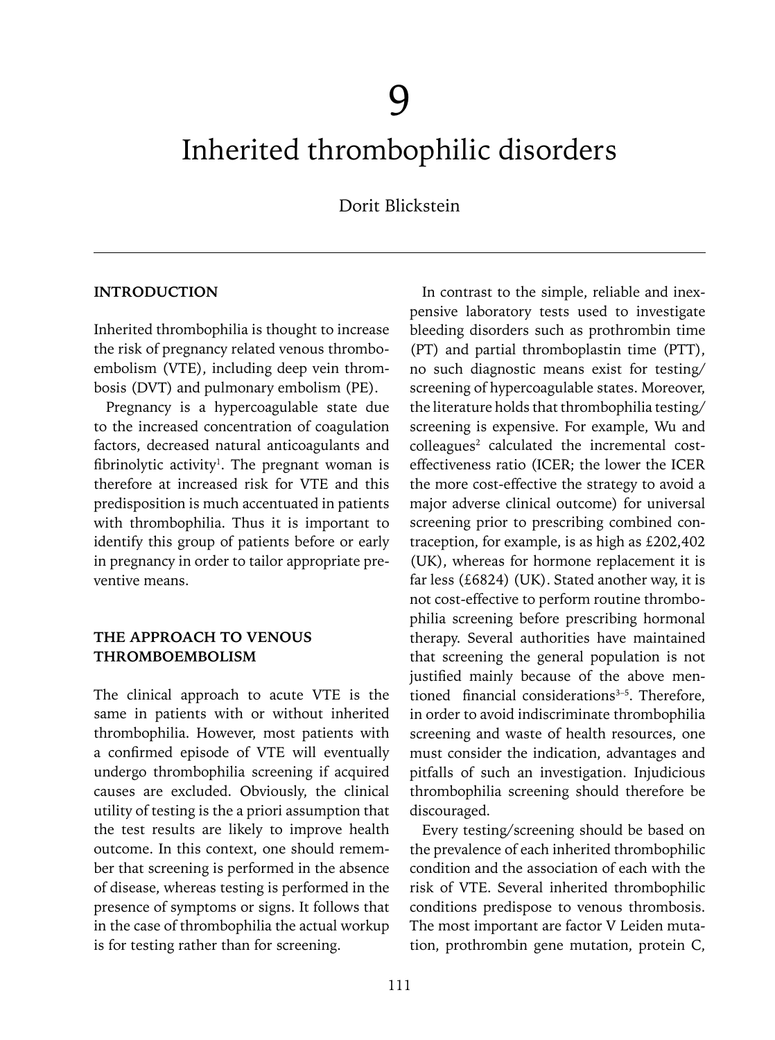# 9

# Inherited thrombophilic disorders

Dorit Blickstein

## INTRODUCTION

Inherited thrombophilia is thought to increase the risk of pregnancy related venous thromboembolism (VTE), including deep vein thrombosis (DVT) and pulmonary embolism (PE).

Pregnancy is a hypercoagulable state due to the increased concentration of coagulation factors, decreased natural anticoagulants and fibrinolytic activity[1]. The pregnant woman is therefore at increased risk for VTE and this predisposition is much accentuated in patients with thrombophilia. Thus it is important to identify this group of patients before or early in pregnancy in order to tailor appropriate preventive means.

## THE APPROACH TO VENOUS THROMBOEMBOLISM

The clinical approach to acute VTE is the same in patients with or without inherited thrombophilia. However, most patients with a confirmed episode of VTE will eventually undergo thrombophilia screening if acquired causes are excluded. Obviously, the clinical utility of testing is the a priori assumption that the test results are likely to improve health outcome. In this context, one should remember that screening is performed in the absence of disease, whereas testing is performed in the presence of symptoms or signs. It follows that in the case of thrombophilia the actual workup is for testing rather than for screening.

In contrast to the simple, reliable and inexpensive laboratory tests used to investigate bleeding disorders such as prothrombin time (PT) and partial thromboplastin time (PTT), no such diagnostic means exist for testing/screening of hypercoagulable states. Moreover, the literature holds that thrombophilia testing/screening is expensive. For example, Wu and colleagues[2] calculated the incremental cost-effectiveness ratio (ICER; the lower the ICER the more cost-effective the strategy to avoid a major adverse clinical outcome) for universal screening prior to prescribing combined contraception, for example, is as high as £202,402 (UK), whereas for hormone replacement it is far less (£6824) (UK). Stated another way, it is not cost-effective to perform routine thrombophilia screening before prescribing hormonal therapy. Several authorities have maintained that screening the general population is not justified mainly because of the above mentioned financial considerations[3–5]. Therefore, in order to avoid indiscriminate thrombophilia screening and waste of health resources, one must consider the indication, advantages and pitfalls of such an investigation. Injudicious thrombophilia screening should therefore be discouraged.

Every testing/screening should be based on the prevalence of each inherited thrombophilic condition and the association of each with the risk of VTE. Several inherited thrombophilic conditions predispose to venous thrombosis. The most important are factor V Leiden mutation, prothrombin gene mutation, protein C,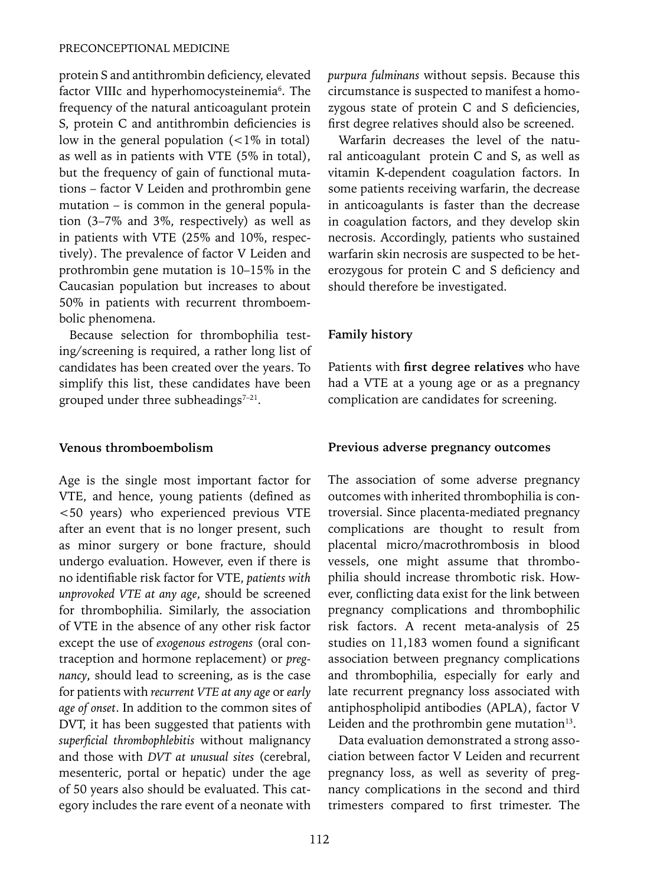protein S and antithrombin deficiency, elevated factor VIIIc and hyperhomocysteinemia[6]. The frequency of the natural anticoagulant protein S, protein C and antithrombin deficiencies is low in the general population (<1% in total) as well as in patients with VTE (5% in total), but the frequency of gain of functional mutations – factor V Leiden and prothrombin gene mutation – is common in the general population (3–7% and 3%, respectively) as well as in patients with VTE (25% and 10%, respectively). The prevalence of factor V Leiden and prothrombin gene mutation is 10–15% in the Caucasian population but increases to about 50% in patients with recurrent thromboembolic phenomena.

Because selection for thrombophilia testing/screening is required, a rather long list of candidates has been created over the years. To simplify this list, these candidates have been grouped under three subheadings[7–21].

### Venous thromboembolism

Age is the single most important factor for VTE, and hence, young patients (defined as <50 years) who experienced previous VTE after an event that is no longer present, such as minor surgery or bone fracture, should undergo evaluation. However, even if there is no identifiable risk factor for VTE, *patients with unprovoked VTE at any age*, should be screened for thrombophilia. Similarly, the association of VTE in the absence of any other risk factor except the use of *exogenous estrogens* (oral contraception and hormone replacement) or *pregnancy*, should lead to screening, as is the case for patients with *recurrent VTE at any age* or *early age of onset*. In addition to the common sites of DVT, it has been suggested that patients with *superficial thrombophlebitis* without malignancy and those with *DVT at unusual sites* (cerebral, mesenteric, portal or hepatic) under the age of 50 years also should be evaluated. This category includes the rare event of a neonate with *purpura fulminans* without sepsis. Because this circumstance is suspected to manifest a homozygous state of protein C and S deficiencies, first degree relatives should also be screened.

Warfarin decreases the level of the natural anticoagulant protein C and S, as well as vitamin K-dependent coagulation factors. In some patients receiving warfarin, the decrease in anticoagulants is faster than the decrease in coagulation factors, and they develop skin necrosis. Accordingly, patients who sustained warfarin skin necrosis are suspected to be heterozygous for protein C and S deficiency and should therefore be investigated.

### Family history

Patients with **first degree relatives** who have had a VTE at a young age or as a pregnancy complication are candidates for screening.

### Previous adverse pregnancy outcomes

The association of some adverse pregnancy outcomes with inherited thrombophilia is controversial. Since placenta-mediated pregnancy complications are thought to result from placental micro/macrothrombosis in blood vessels, one might assume that thrombophilia should increase thrombotic risk. However, conflicting data exist for the link between pregnancy complications and thrombophilic risk factors. A recent meta-analysis of 25 studies on 11,183 women found a significant association between pregnancy complications and thrombophilia, especially for early and late recurrent pregnancy loss associated with antiphospholipid antibodies (APLA), factor V Leiden and the prothrombin gene mutation[13].

Data evaluation demonstrated a strong association between factor V Leiden and recurrent pregnancy loss, as well as severity of pregnancy complications in the second and third trimesters compared to first trimester. The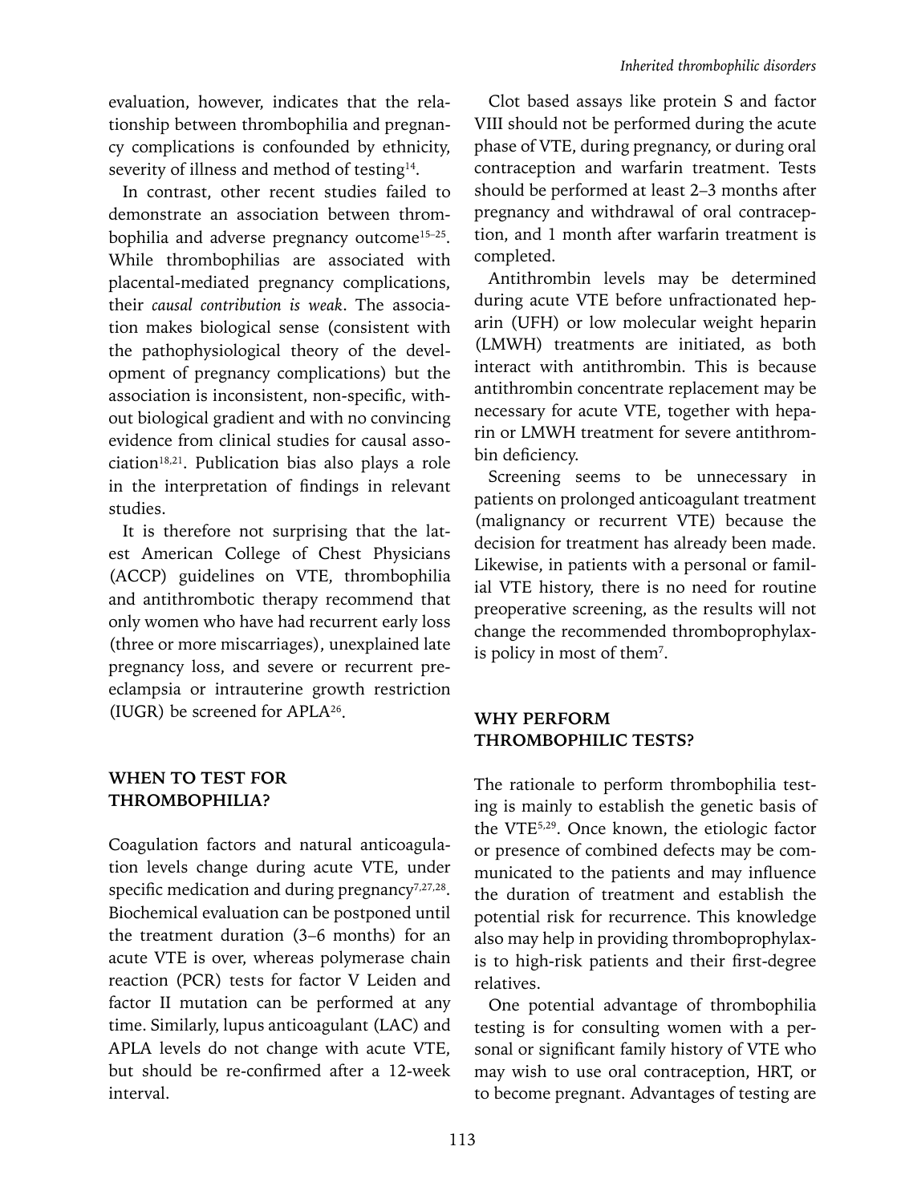evaluation, however, indicates that the relationship between thrombophilia and pregnancy complications is confounded by ethnicity, severity of illness and method of testing[14].

In contrast, other recent studies failed to demonstrate an association between thrombophilia and adverse pregnancy outcome[15–25]. While thrombophilias are associated with placental-mediated pregnancy complications, their *causal contribution is weak*. The association makes biological sense (consistent with the pathophysiological theory of the development of pregnancy complications) but the association is inconsistent, non-specific, without biological gradient and with no convincing evidence from clinical studies for causal association[18,21]. Publication bias also plays a role in the interpretation of findings in relevant studies.

It is therefore not surprising that the latest American College of Chest Physicians (ACCP) guidelines on VTE, thrombophilia and antithrombotic therapy recommend that only women who have had recurrent early loss (three or more miscarriages), unexplained late pregnancy loss, and severe or recurrent preeclampsia or intrauterine growth restriction (IUGR) be screened for APLA[26].

## WHEN TO TEST FOR THROMBOPHILIA?

Coagulation factors and natural anticoagulation levels change during acute VTE, under specific medication and during pregnancy[7,27,28]. Biochemical evaluation can be postponed until the treatment duration (3–6 months) for an acute VTE is over, whereas polymerase chain reaction (PCR) tests for factor V Leiden and factor II mutation can be performed at any time. Similarly, lupus anticoagulant (LAC) and APLA levels do not change with acute VTE, but should be re-confirmed after a 12-week interval.

Clot based assays like protein S and factor VIII should not be performed during the acute phase of VTE, during pregnancy, or during oral contraception and warfarin treatment. Tests should be performed at least 2–3 months after pregnancy and withdrawal of oral contraception, and 1 month after warfarin treatment is completed.

Antithrombin levels may be determined during acute VTE before unfractionated heparin (UFH) or low molecular weight heparin (LMWH) treatments are initiated, as both interact with antithrombin. This is because antithrombin concentrate replacement may be necessary for acute VTE, together with heparin or LMWH treatment for severe antithrombin deficiency.

Screening seems to be unnecessary in patients on prolonged anticoagulant treatment (malignancy or recurrent VTE) because the decision for treatment has already been made. Likewise, in patients with a personal or familial VTE history, there is no need for routine preoperative screening, as the results will not change the recommended thromboprophylaxis policy in most of them[7].

## WHY PERFORM THROMBOPHILIC TESTS?

The rationale to perform thrombophilia testing is mainly to establish the genetic basis of the VTE[5,29]. Once known, the etiologic factor or presence of combined defects may be communicated to the patients and may influence the duration of treatment and establish the potential risk for recurrence. This knowledge also may help in providing thromboprophylaxis to high-risk patients and their first-degree relatives.

One potential advantage of thrombophilia testing is for consulting women with a personal or significant family history of VTE who may wish to use oral contraception, HRT, or to become pregnant. Advantages of testing are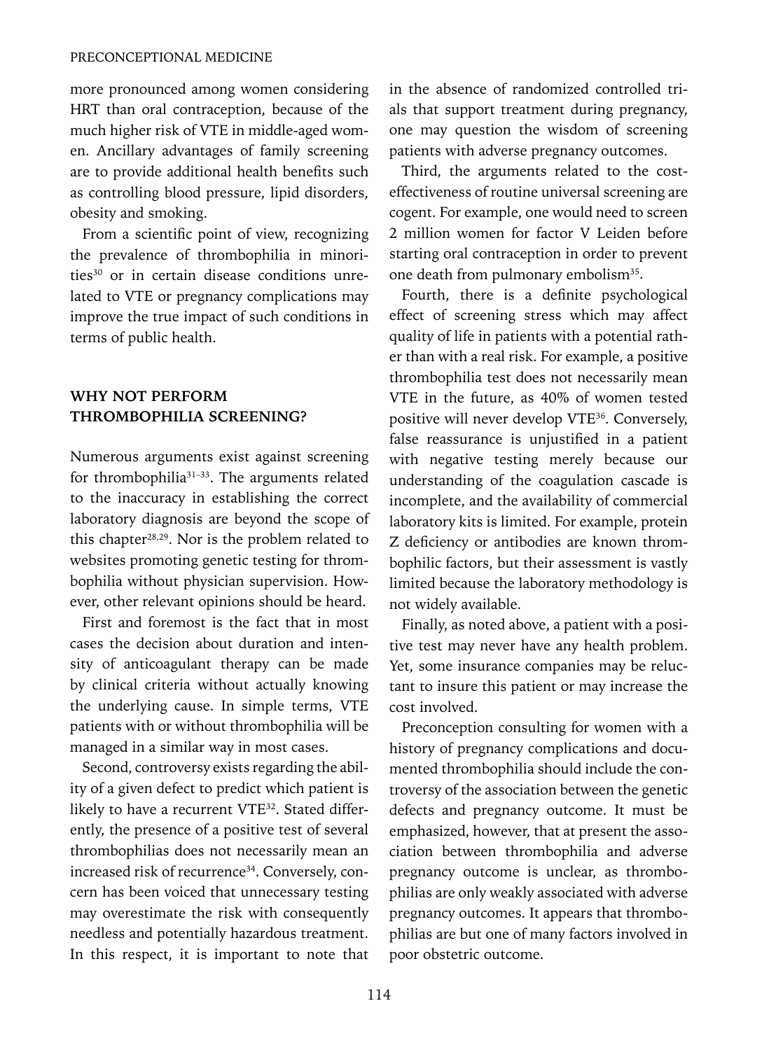more pronounced among women considering HRT than oral contraception, because of the much higher risk of VTE in middle-aged women. Ancillary advantages of family screening are to provide additional health benefits such as controlling blood pressure, lipid disorders, obesity and smoking.

From a scientific point of view, recognizing the prevalence of thrombophilia in minorities[30] or in certain disease conditions unrelated to VTE or pregnancy complications may improve the true impact of such conditions in terms of public health.

## WHY NOT PERFORM THROMBOPHILIA SCREENING?

Numerous arguments exist against screening for thrombophilia[31–33]. The arguments related to the inaccuracy in establishing the correct laboratory diagnosis are beyond the scope of this chapter[28,29]. Nor is the problem related to websites promoting genetic testing for thrombophilia without physician supervision. However, other relevant opinions should be heard.

First and foremost is the fact that in most cases the decision about duration and intensity of anticoagulant therapy can be made by clinical criteria without actually knowing the underlying cause. In simple terms, VTE patients with or without thrombophilia will be managed in a similar way in most cases.

Second, controversy exists regarding the ability of a given defect to predict which patient is likely to have a recurrent VTE[32]. Stated differently, the presence of a positive test of several thrombophilias does not necessarily mean an increased risk of recurrence[34]. Conversely, concern has been voiced that unnecessary testing may overestimate the risk with consequently needless and potentially hazardous treatment. In this respect, it is important to note that in the absence of randomized controlled trials that support treatment during pregnancy, one may question the wisdom of screening patients with adverse pregnancy outcomes.

Third, the arguments related to the cost-effectiveness of routine universal screening are cogent. For example, one would need to screen 2 million women for factor V Leiden before starting oral contraception in order to prevent one death from pulmonary embolism[35].

Fourth, there is a definite psychological effect of screening stress which may affect quality of life in patients with a potential rather than with a real risk. For example, a positive thrombophilia test does not necessarily mean VTE in the future, as 40% of women tested positive will never develop VTE[36]. Conversely, false reassurance is unjustified in a patient with negative testing merely because our understanding of the coagulation cascade is incomplete, and the availability of commercial laboratory kits is limited. For example, protein Z deficiency or antibodies are known thrombophilic factors, but their assessment is vastly limited because the laboratory methodology is not widely available.

Finally, as noted above, a patient with a positive test may never have any health problem. Yet, some insurance companies may be reluctant to insure this patient or may increase the cost involved.

Preconception consulting for women with a history of pregnancy complications and documented thrombophilia should include the controversy of the association between the genetic defects and pregnancy outcome. It must be emphasized, however, that at present the association between thrombophilia and adverse pregnancy outcome is unclear, as thrombophilias are only weakly associated with adverse pregnancy outcomes. It appears that thrombophilias are but one of many factors involved in poor obstetric outcome.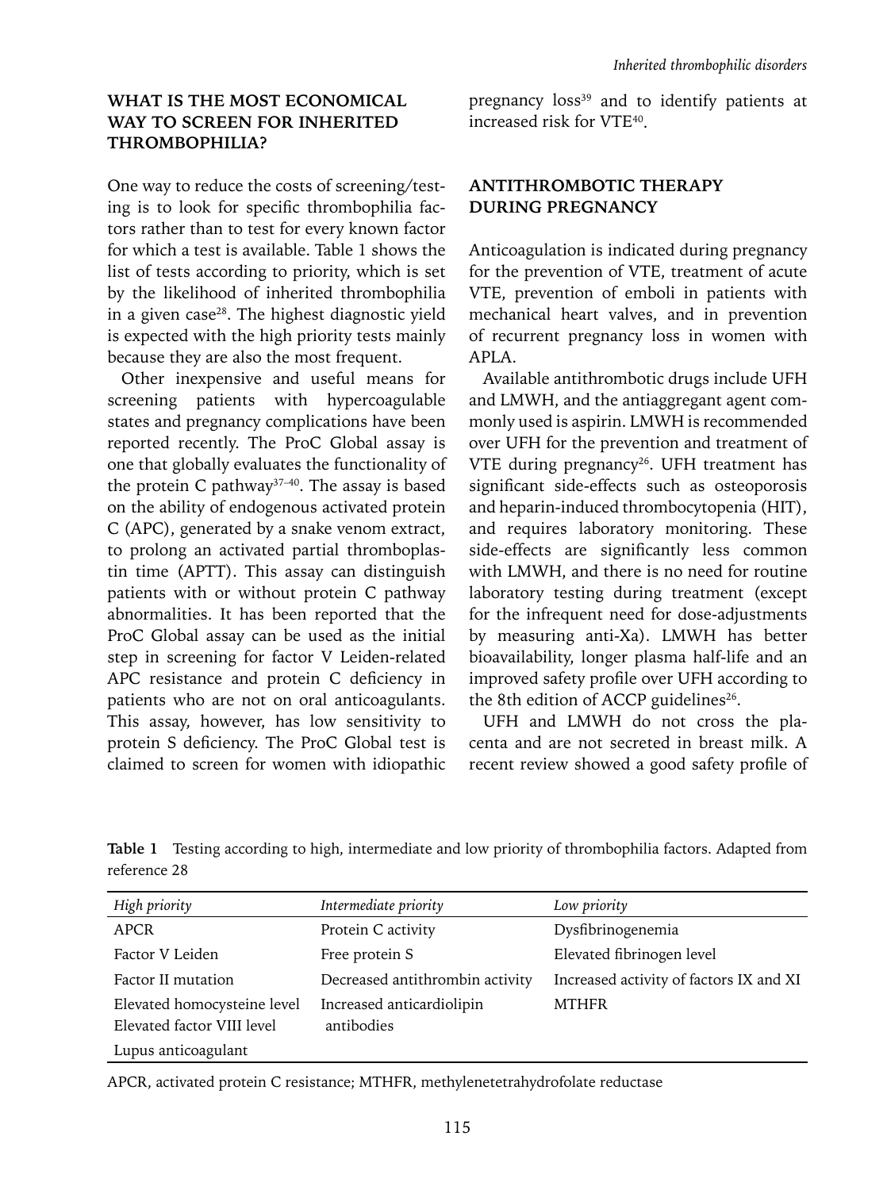## WHAT IS THE MOST ECONOMICAL WAY TO SCREEN FOR INHERITED THROMBOPHILIA?

One way to reduce the costs of screening/testing is to look for specific thrombophilia factors rather than to test for every known factor for which a test is available. Table 1 shows the list of tests according to priority, which is set by the likelihood of inherited thrombophilia in a given case[28]. The highest diagnostic yield is expected with the high priority tests mainly because they are also the most frequent.

Other inexpensive and useful means for screening patients with hypercoagulable states and pregnancy complications have been reported recently. The ProC Global assay is one that globally evaluates the functionality of the protein C pathway[37–40]. The assay is based on the ability of endogenous activated protein C (APC), generated by a snake venom extract, to prolong an activated partial thromboplastin time (APTT). This assay can distinguish patients with or without protein C pathway abnormalities. It has been reported that the ProC Global assay can be used as the initial step in screening for factor V Leiden-related APC resistance and protein C deficiency in patients who are not on oral anticoagulants. This assay, however, has low sensitivity to protein S deficiency. The ProC Global test is claimed to screen for women with idiopathic pregnancy loss[39] and to identify patients at increased risk for VTE[40].

## ANTITHROMBOTIC THERAPY DURING PREGNANCY

Anticoagulation is indicated during pregnancy for the prevention of VTE, treatment of acute VTE, prevention of emboli in patients with mechanical heart valves, and in prevention of recurrent pregnancy loss in women with APLA.

Available antithrombotic drugs include UFH and LMWH, and the antiaggregant agent commonly used is aspirin. LMWH is recommended over UFH for the prevention and treatment of VTE during pregnancy[26]. UFH treatment has significant side-effects such as osteoporosis and heparin-induced thrombocytopenia (HIT), and requires laboratory monitoring. These side-effects are significantly less common with LMWH, and there is no need for routine laboratory testing during treatment (except for the infrequent need for dose-adjustments by measuring anti-Xa). LMWH has better bioavailability, longer plasma half-life and an improved safety profile over UFH according to the 8th edition of ACCP guidelines[26].

UFH and LMWH do not cross the placenta and are not secreted in breast milk. A recent review showed a good safety profile of

**Table 1** Testing according to high, intermediate and low priority of thrombophilia factors. Adapted from reference 28

| *High priority* | *Intermediate priority* | *Low priority* |
|---|---|---|
| APCR | Protein C activity | Dysfibrinogenemia |
| Factor V Leiden | Free protein S | Elevated fibrinogen level |
| Factor II mutation | Decreased antithrombin activity | Increased activity of factors IX and XI |
| Elevated homocysteine level | Increased anticardiolipin antibodies | MTHFR |
| Elevated factor VIII level | | |
| Lupus anticoagulant | | |

APCR, activated protein C resistance; MTHFR, methylenetetrahydrofolate reductase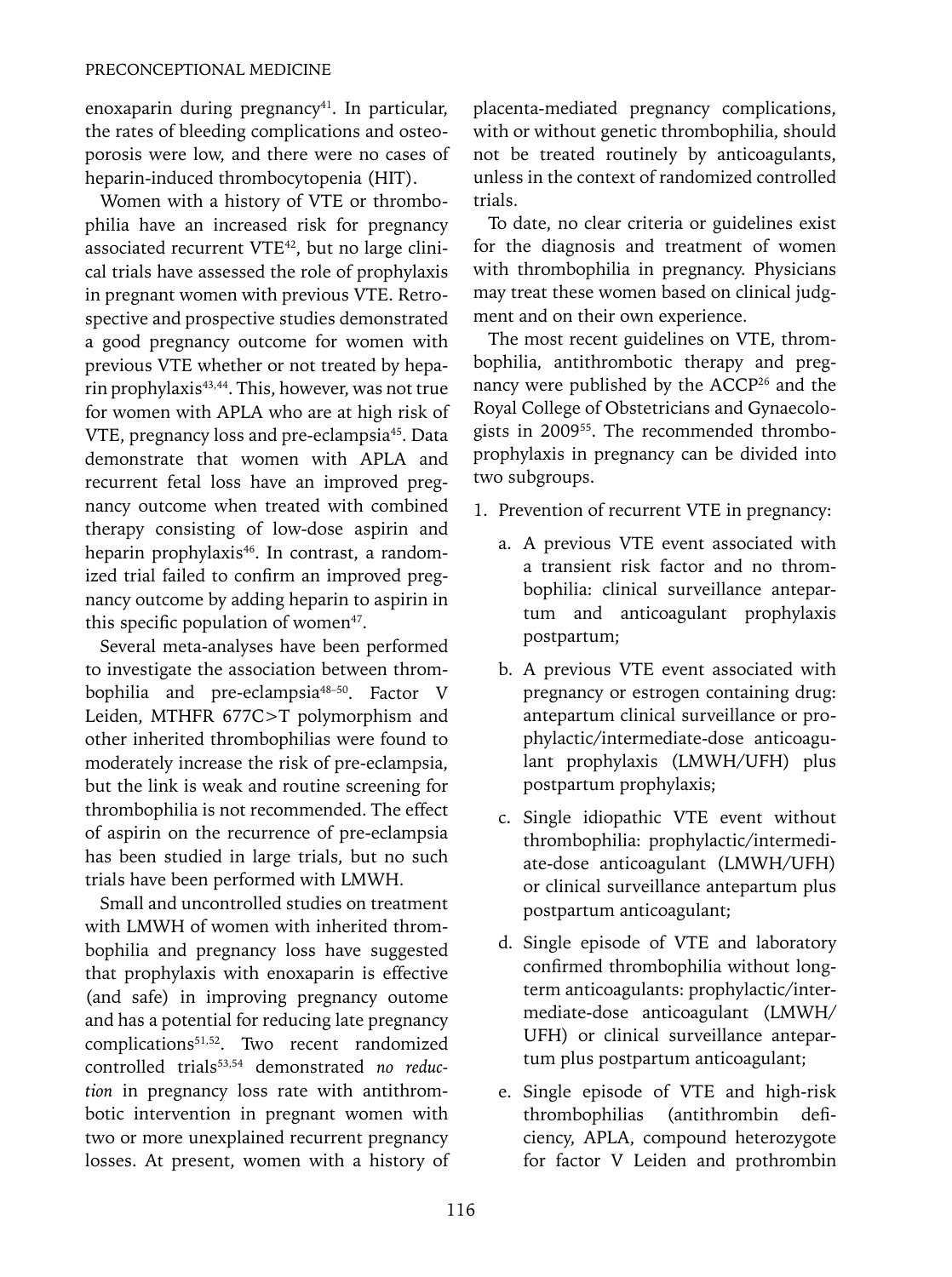enoxaparin during pregnancy[41]. In particular, the rates of bleeding complications and osteoporosis were low, and there were no cases of heparin-induced thrombocytopenia (HIT).

Women with a history of VTE or thrombophilia have an increased risk for pregnancy associated recurrent VTE[42], but no large clinical trials have assessed the role of prophylaxis in pregnant women with previous VTE. Retrospective and prospective studies demonstrated a good pregnancy outcome for women with previous VTE whether or not treated by heparin prophylaxis[43,44]. This, however, was not true for women with APLA who are at high risk of VTE, pregnancy loss and pre-eclampsia[45]. Data demonstrate that women with APLA and recurrent fetal loss have an improved pregnancy outcome when treated with combined therapy consisting of low-dose aspirin and heparin prophylaxis[46]. In contrast, a randomized trial failed to confirm an improved pregnancy outcome by adding heparin to aspirin in this specific population of women[47].

Several meta-analyses have been performed to investigate the association between thrombophilia and pre-eclampsia[48–50]. Factor V Leiden, MTHFR 677C>T polymorphism and other inherited thrombophilias were found to moderately increase the risk of pre-eclampsia, but the link is weak and routine screening for thrombophilia is not recommended. The effect of aspirin on the recurrence of pre-eclampsia has been studied in large trials, but no such trials have been performed with LMWH.

Small and uncontrolled studies on treatment with LMWH of women with inherited thrombophilia and pregnancy loss have suggested that prophylaxis with enoxaparin is effective (and safe) in improving pregnancy outome and has a potential for reducing late pregnancy complications[51,52]. Two recent randomized controlled trials[53,54] demonstrated *no reduction* in pregnancy loss rate with antithrombotic intervention in pregnant women with two or more unexplained recurrent pregnancy losses. At present, women with a history of placenta-mediated pregnancy complications, with or without genetic thrombophilia, should not be treated routinely by anticoagulants, unless in the context of randomized controlled trials.

To date, no clear criteria or guidelines exist for the diagnosis and treatment of women with thrombophilia in pregnancy. Physicians may treat these women based on clinical judgment and on their own experience.

The most recent guidelines on VTE, thrombophilia, antithrombotic therapy and pregnancy were published by the ACCP[26] and the Royal College of Obstetricians and Gynaecologists in 2009[55]. The recommended thromboprophylaxis in pregnancy can be divided into two subgroups.

1. Prevention of recurrent VTE in pregnancy:
   a. A previous VTE event associated with a transient risk factor and no thrombophilia: clinical surveillance antepartum and anticoagulant prophylaxis postpartum;
   b. A previous VTE event associated with pregnancy or estrogen containing drug: antepartum clinical surveillance or prophylactic/intermediate-dose anticoagulant prophylaxis (LMWH/UFH) plus postpartum prophylaxis;
   c. Single idiopathic VTE event without thrombophilia: prophylactic/intermediate-dose anticoagulant (LMWH/UFH) or clinical surveillance antepartum plus postpartum anticoagulant;
   d. Single episode of VTE and laboratory confirmed thrombophilia without long-term anticoagulants: prophylactic/intermediate-dose anticoagulant (LMWH/UFH) or clinical surveillance antepartum plus postpartum anticoagulant;
   e. Single episode of VTE and high-risk thrombophilias (antithrombin deficiency, APLA, compound heterozygote for factor V Leiden and prothrombin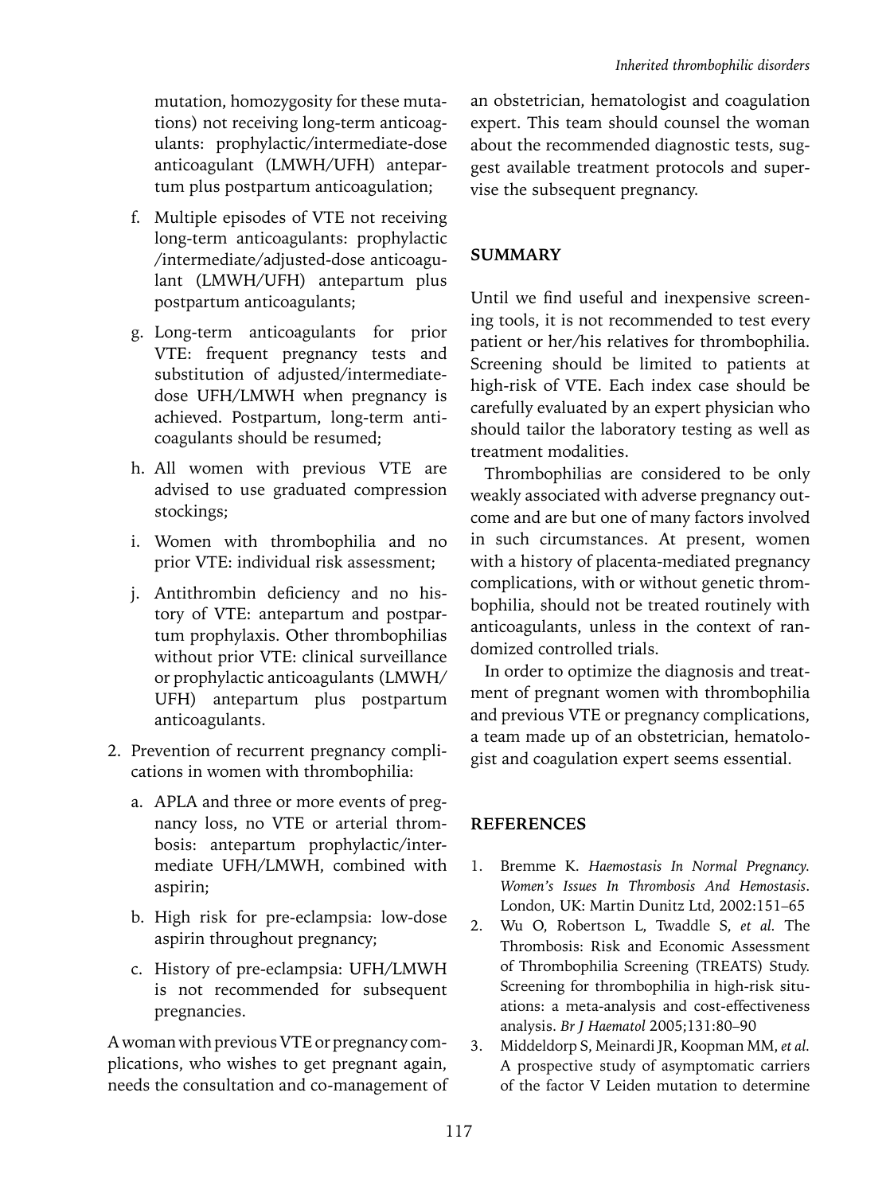mutation, homozygosity for these mutations) not receiving long-term anticoagulants: prophylactic/intermediate-dose anticoagulant (LMWH/UFH) antepartum plus postpartum anticoagulation;

f. Multiple episodes of VTE not receiving long-term anticoagulants: prophylactic /intermediate/adjusted-dose anticoagulant (LMWH/UFH) antepartum plus postpartum anticoagulants;

g. Long-term anticoagulants for prior VTE: frequent pregnancy tests and substitution of adjusted/intermediate-dose UFH/LMWH when pregnancy is achieved. Postpartum, long-term anticoagulants should be resumed;

h. All women with previous VTE are advised to use graduated compression stockings;

i. Women with thrombophilia and no prior VTE: individual risk assessment;

j. Antithrombin deficiency and no history of VTE: antepartum and postpartum prophylaxis. Other thrombophilias without prior VTE: clinical surveillance or prophylactic anticoagulants (LMWH/UFH) antepartum plus postpartum anticoagulants.

2. Prevention of recurrent pregnancy complications in women with thrombophilia:

   a. APLA and three or more events of pregnancy loss, no VTE or arterial thrombosis: antepartum prophylactic/intermediate UFH/LMWH, combined with aspirin;

   b. High risk for pre-eclampsia: low-dose aspirin throughout pregnancy;

   c. History of pre-eclampsia: UFH/LMWH is not recommended for subsequent pregnancies.

A woman with previous VTE or pregnancy complications, who wishes to get pregnant again, needs the consultation and co-management of an obstetrician, hematologist and coagulation expert. This team should counsel the woman about the recommended diagnostic tests, suggest available treatment protocols and supervise the subsequent pregnancy.

## SUMMARY

Until we find useful and inexpensive screening tools, it is not recommended to test every patient or her/his relatives for thrombophilia. Screening should be limited to patients at high-risk of VTE. Each index case should be carefully evaluated by an expert physician who should tailor the laboratory testing as well as treatment modalities.

Thrombophilias are considered to be only weakly associated with adverse pregnancy outcome and are but one of many factors involved in such circumstances. At present, women with a history of placenta-mediated pregnancy complications, with or without genetic thrombophilia, should not be treated routinely with anticoagulants, unless in the context of randomized controlled trials.

In order to optimize the diagnosis and treatment of pregnant women with thrombophilia and previous VTE or pregnancy complications, a team made up of an obstetrician, hematologist and coagulation expert seems essential.

## REFERENCES

1. Bremme K. *Haemostasis In Normal Pregnancy. Women's Issues In Thrombosis And Hemostasis*. London, UK: Martin Dunitz Ltd, 2002:151–65
2. Wu O, Robertson L, Twaddle S, *et al.* The Thrombosis: Risk and Economic Assessment of Thrombophilia Screening (TREATS) Study. Screening for thrombophilia in high-risk situations: a meta-analysis and cost-effectiveness analysis. *Br J Haematol* 2005;131:80–90
3. Middeldorp S, Meinardi JR, Koopman MM, *et al.* A prospective study of asymptomatic carriers of the factor V Leiden mutation to determine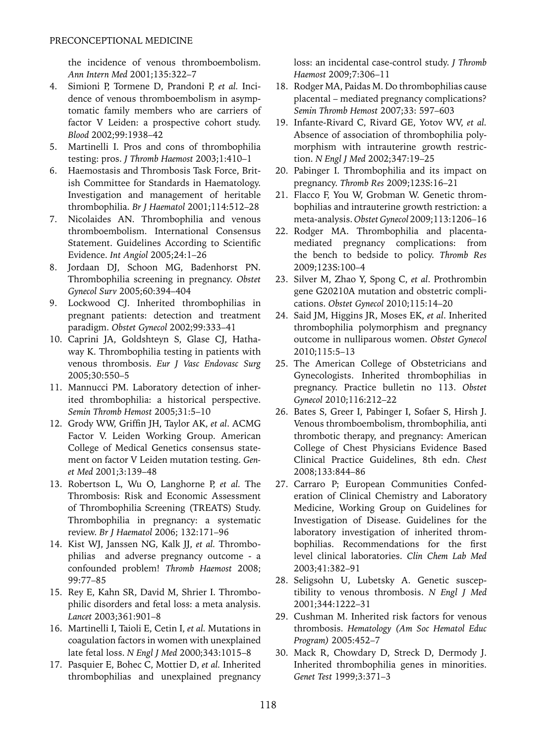the incidence of venous thromboembolism. *Ann Intern Med* 2001;135:322–7

4. Simioni P, Tormene D, Prandoni P, *et al.* Incidence of venous thromboembolism in asymptomatic family members who are carriers of factor V Leiden: a prospective cohort study. *Blood* 2002;99:1938–42
5. Martinelli I. Pros and cons of thrombophilia testing: pros. *J Thromb Haemost* 2003;1:410–1
6. Haemostasis and Thrombosis Task Force, British Committee for Standards in Haematology. Investigation and management of heritable thrombophilia. *Br J Haematol* 2001;114:512–28
7. Nicolaides AN. Thrombophilia and venous thromboembolism. International Consensus Statement. Guidelines According to Scientific Evidence. *Int Angiol* 2005;24:1–26
8. Jordaan DJ, Schoon MG, Badenhorst PN. Thrombophilia screening in pregnancy. *Obstet Gynecol Surv* 2005;60:394–404
9. Lockwood CJ. Inherited thrombophilias in pregnant patients: detection and treatment paradigm. *Obstet Gynecol* 2002;99:333–41
10. Caprini JA, Goldshteyn S, Glase CJ, Hathaway K. Thrombophilia testing in patients with venous thrombosis. *Eur J Vasc Endovasc Surg* 2005;30:550–5
11. Mannucci PM. Laboratory detection of inherited thrombophilia: a historical perspective. *Semin Thromb Hemost* 2005;31:5–10
12. Grody WW, Griffin JH, Taylor AK, *et al.* ACMG Factor V. Leiden Working Group. American College of Medical Genetics consensus statement on factor V Leiden mutation testing. *Genet Med* 2001;3:139–48
13. Robertson L, Wu O, Langhorne P, *et al.* The Thrombosis: Risk and Economic Assessment of Thrombophilia Screening (TREATS) Study. Thrombophilia in pregnancy: a systematic review. *Br J Haematol* 2006; 132:171–96
14. Kist WJ, Janssen NG, Kalk JJ, *et al.* Thrombophilias and adverse pregnancy outcome - a confounded problem! *Thromb Haemost* 2008; 99:77–85
15. Rey E, Kahn SR, David M, Shrier I. Thrombophilic disorders and fetal loss: a meta analysis. *Lancet* 2003;361:901–8
16. Martinelli I, Taioli E, Cetin I, *et al.* Mutations in coagulation factors in women with unexplained late fetal loss. *N Engl J Med* 2000;343:1015–8
17. Pasquier E, Bohec C, Mottier D, *et al.* Inherited thrombophilias and unexplained pregnancy loss: an incidental case-control study. *J Thromb Haemost* 2009;7:306–11
18. Rodger MA, Paidas M. Do thrombophilias cause placental – mediated pregnancy complications? *Semin Thromb Hemost* 2007;33: 597–603
19. Infante-Rivard C, Rivard GE, Yotov WV, *et al.* Absence of association of thrombophilia polymorphism with intrauterine growth restriction. *N Engl J Med* 2002;347:19–25
20. Pabinger I. Thrombophilia and its impact on pregnancy. *Thromb Res* 2009;123S:16–21
21. Flacco F, You W, Grobman W. Genetic thrombophilias and intrauterine growth restriction: a meta-analysis. *Obstet Gynecol* 2009;113:1206–16
22. Rodger MA. Thrombophilia and placenta-mediated pregnancy complications: from the bench to bedside to policy. *Thromb Res* 2009;123S:100–4
23. Silver M, Zhao Y, Spong C, *et al*. Prothrombin gene G20210A mutation and obstetric complications. *Obstet Gynecol* 2010;115:14–20
24. Said JM, Higgins JR, Moses EK, *et al*. Inherited thrombophilia polymorphism and pregnancy outcome in nulliparous women. *Obstet Gynecol* 2010;115:5–13
25. The American College of Obstetricians and Gynecologists. Inherited thrombophilias in pregnancy. Practice bulletin no 113. *Obstet Gynecol* 2010;116:212–22
26. Bates S, Greer I, Pabinger I, Sofaer S, Hirsh J. Venous thromboembolism, thrombophilia, anti thrombotic therapy, and pregnancy: American College of Chest Physicians Evidence Based Clinical Practice Guidelines, 8th edn. *Chest* 2008;133:844–86
27. Carraro P; European Communities Confederation of Clinical Chemistry and Laboratory Medicine, Working Group on Guidelines for Investigation of Disease. Guidelines for the laboratory investigation of inherited thrombophilias. Recommendations for the first level clinical laboratories. *Clin Chem Lab Med* 2003;41:382–91
28. Seligsohn U, Lubetsky A. Genetic susceptibility to venous thrombosis. *N Engl J Med* 2001;344:1222–31
29. Cushman M. Inherited risk factors for venous thrombosis. *Hematology (Am Soc Hematol Educ Program)* 2005:452–7
30. Mack R, Chowdary D, Streck D, Dermody J. Inherited thrombophilia genes in minorities. *Genet Test* 1999;3:371–3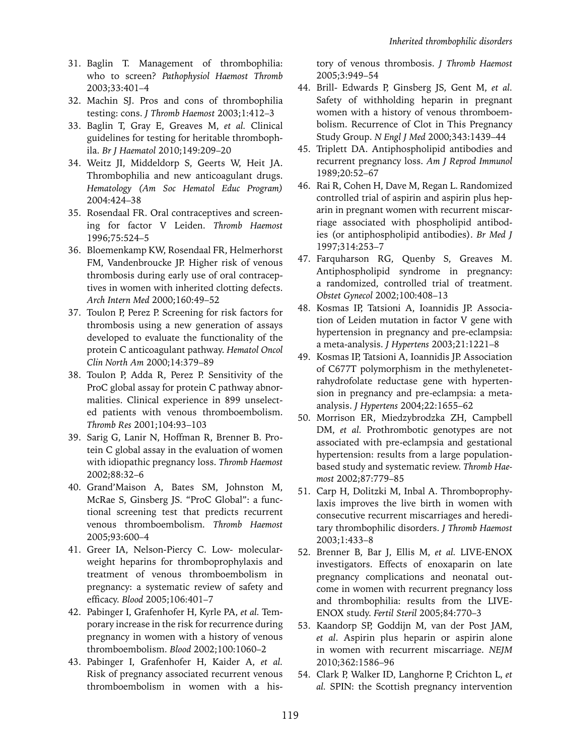31. Baglin T. Management of thrombophilia: who to screen? *Pathophysiol Haemost Thromb* 2003;33:401–4
32. Machin SJ. Pros and cons of thrombophilia testing: cons. *J Thromb Haemost* 2003;1:412–3
33. Baglin T, Gray E, Greaves M, *et al.* Clinical guidelines for testing for heritable thrombophilia. *Br J Haematol* 2010;149:209–20
34. Weitz JI, Middeldorp S, Geerts W, Heit JA. Thrombophilia and new anticoagulant drugs. *Hematology (Am Soc Hematol Educ Program)* 2004:424–38
35. Rosendaal FR. Oral contraceptives and screening for factor V Leiden. *Thromb Haemost* 1996;75:524–5
36. Bloemenkamp KW, Rosendaal FR, Helmerhorst FM, Vandenbroucke JP. Higher risk of venous thrombosis during early use of oral contraceptives in women with inherited clotting defects. *Arch Intern Med* 2000;160:49–52
37. Toulon P, Perez P. Screening for risk factors for thrombosis using a new generation of assays developed to evaluate the functionality of the protein C anticoagulant pathway. *Hematol Oncol Clin North Am* 2000;14:379–89
38. Toulon P, Adda R, Perez P. Sensitivity of the ProC global assay for protein C pathway abnormalities. Clinical experience in 899 unselected patients with venous thromboembolism. *Thromb Res* 2001;104:93–103
39. Sarig G, Lanir N, Hoffman R, Brenner B. Protein C global assay in the evaluation of women with idiopathic pregnancy loss. *Thromb Haemost* 2002;88:32–6
40. Grand'Maison A, Bates SM, Johnston M, McRae S, Ginsberg JS. "ProC Global": a functional screening test that predicts recurrent venous thromboembolism. *Thromb Haemost* 2005;93:600–4
41. Greer IA, Nelson-Piercy C. Low- molecular-weight heparins for thromboprophylaxis and treatment of venous thromboembolism in pregnancy: a systematic review of safety and efficacy. *Blood* 2005;106:401–7
42. Pabinger I, Grafenhofer H, Kyrle PA, *et al.* Temporary increase in the risk for recurrence during pregnancy in women with a history of venous thromboembolism. *Blood* 2002;100:1060–2
43. Pabinger I, Grafenhofer H, Kaider A, *et al.* Risk of pregnancy associated recurrent venous thromboembolism in women with a history of venous thrombosis. *J Thromb Haemost* 2005;3:949–54
44. Brill- Edwards P, Ginsberg JS, Gent M, *et al.* Safety of withholding heparin in pregnant women with a history of venous thromboembolism. Recurrence of Clot in This Pregnancy Study Group. *N Engl J Med* 2000;343:1439–44
45. Triplett DA. Antiphospholipid antibodies and recurrent pregnancy loss. *Am J Reprod Immunol* 1989;20:52–67
46. Rai R, Cohen H, Dave M, Regan L. Randomized controlled trial of aspirin and aspirin plus heparin in pregnant women with recurrent miscarriage associated with phospholipid antibodies (or antiphospholipid antibodies). *Br Med J* 1997;314:253–7
47. Farquharson RG, Quenby S, Greaves M. Antiphospholipid syndrome in pregnancy: a randomized, controlled trial of treatment. *Obstet Gynecol* 2002;100:408–13
48. Kosmas IP, Tatsioni A, Ioannidis JP. Association of Leiden mutation in factor V gene with hypertension in pregnancy and pre-eclampsia: a meta-analysis. *J Hypertens* 2003;21:1221–8
49. Kosmas IP, Tatsioni A, Ioannidis JP. Association of C677T polymorphism in the methylenetetrahydrofolate reductase gene with hypertension in pregnancy and pre-eclampsia: a meta-analysis. *J Hypertens* 2004;22:1655–62
50. Morrison ER, Miedzybrodzka ZH, Campbell DM, *et al.* Prothrombotic genotypes are not associated with pre-eclampsia and gestational hypertension: results from a large population-based study and systematic review. *Thromb Haemost* 2002;87:779–85
51. Carp H, Dolitzki M, Inbal A. Thromboprophylaxis improves the live birth in women with consecutive recurrent miscarriages and hereditary thrombophilic disorders. *J Thromb Haemost* 2003;1:433–8
52. Brenner B, Bar J, Ellis M, *et al.* LIVE-ENOX investigators. Effects of enoxaparin on late pregnancy complications and neonatal outcome in women with recurrent pregnancy loss and thrombophilia: results from the LIVE-ENOX study. *Fertil Steril* 2005;84:770–3
53. Kaandorp SP, Goddijn M, van der Post JAM, *et al*. Aspirin plus heparin or aspirin alone in women with recurrent miscarriage. *NEJM* 2010;362:1586–96
54. Clark P, Walker ID, Langhorne P, Crichton L, *et al.* SPIN: the Scottish pregnancy intervention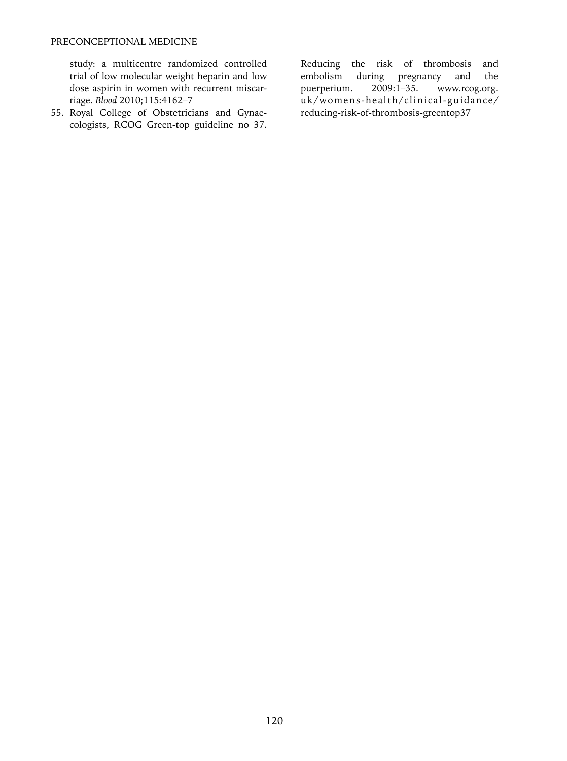study: a multicentre randomized controlled trial of low molecular weight heparin and low dose aspirin in women with recurrent miscarriage. *Blood* 2010;115:4162–7

55. Royal College of Obstetricians and Gynaecologists, RCOG Green-top guideline no 37. Reducing the risk of thrombosis and embolism during pregnancy and the puerperium. 2009:1–35. www.rcog.org.uk/womens-health/clinical-guidance/reducing-risk-of-thrombosis-greentop37